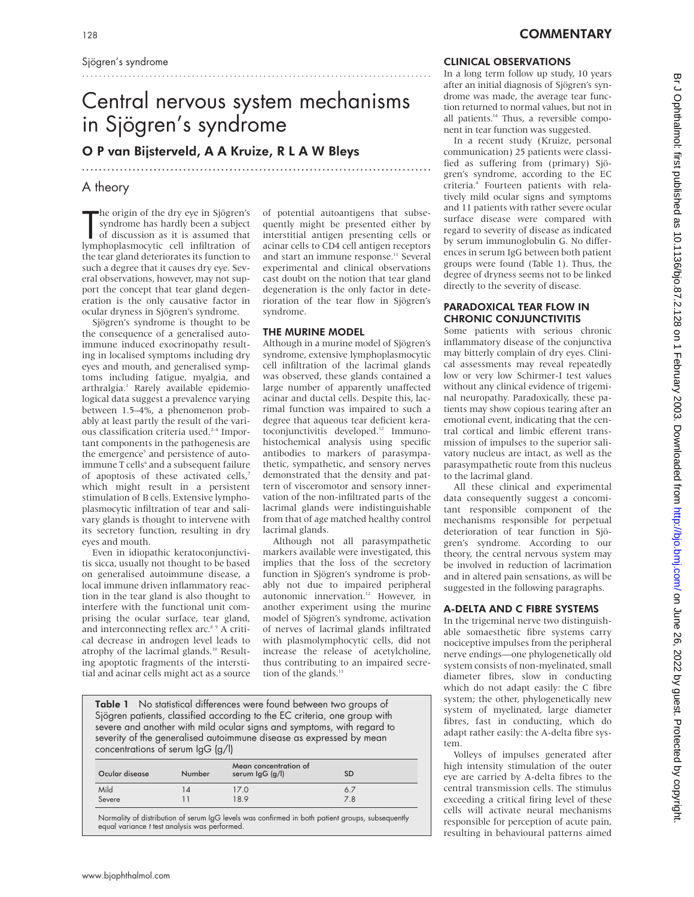Sjögren's syndrome

# Central nervous system mechanisms in Sjögren's syndrome

**O P van Bijsterveld, A A Kruize, R L A W Bleys**

## A theory

The origin of the dry eye in Sjögren's syndrome has hardly been a subject of discussion as it is assumed that lymphoplasmocytic cell infiltration of the tear gland deteriorates its function to such a degree that it causes dry eye. Several observations, however, may not support the concept that tear gland degeneration is the only causative factor in ocular dryness in Sjögren's syndrome.

Sjögren's syndrome is thought to be the consequence of a generalised autoimmune induced exocrinopathy resulting in localised symptoms including dry eyes and mouth, and generalised symptoms including fatigue, myalgia, and arthralgia.[1] Rarely available epidemiological data suggest a prevalence varying between 1.5–4%, a phenomenon probably at least partly the result of the various classification criteria used.[2–4] Important components in the pathogenesis are the emergence[5] and persistence of autoimmune T cells[6] and a subsequent failure of apoptosis of these activated cells,[7] which might result in a persistent stimulation of B cells. Extensive lymphoplasmocytic infiltration of tear and salivary glands is thought to intervene with its secretory function, resulting in dry eyes and mouth.

Even in idiopathic keratoconjunctivitis sicca, usually not thought to be based on generalised autoimmune disease, a local immune driven inflammatory reaction in the tear gland is also thought to interfere with the functional unit comprising the ocular surface, tear gland, and interconnecting reflex arc.[8 9] A critical decrease in androgen level leads to atrophy of the lacrimal glands.[10] Resulting apoptotic fragments of the interstitial and acinar cells might act as a source of potential autoantigens that subsequently might be presented either by interstitial antigen presenting cells or acinar cells to CD4 cell antigen receptors and start an immune response.[11] Several experimental and clinical observations cast doubt on the notion that tear gland degeneration is the only factor in deterioration of the tear flow in Sjögren's syndrome.

## THE MURINE MODEL

Although in a murine model of Sjögren's syndrome, extensive lymphoplasmocytic cell infiltration of the lacrimal glands was observed, these glands contained a large number of apparently unaffected acinar and ductal cells. Despite this, lacrimal function was impaired to such a degree that aqueous tear deficient keratoconjunctivitis developed.[12] Immunohistochemical analysis using specific antibodies to markers of parasympathetic, sympathetic, and sensory nerves demonstrated that the density and pattern of visceromotor and sensory innervation of the non-infiltrated parts of the lacrimal glands were indistinguishable from that of age matched healthy control lacrimal glands.

Although not all parasympathetic markers available were investigated, this implies that the loss of the secretory function in Sjögren's syndrome is probably not due to impaired peripheral autonomic innervation.[12] However, in another experiment using the murine model of Sjögren's syndrome, activation of nerves of lacrimal glands infiltrated with plasmolymphocytic cells, did not increase the release of acetylcholine, thus contributing to an impaired secretion of the glands.[13]

**Table 1** No statistical differences were found between two groups of Sjögren patients, classified according to the EC criteria, one group with severe and another with mild ocular signs and symptoms, with regard to severity of the generalised autoimmune disease as expressed by mean concentrations of serum IgG (g/l)

| Ocular disease | Number | Mean concentration of serum IgG (g/l) | SD |
|---|---|---|---|
| Mild | 14 | 17.0 | 6.7 |
| Severe | 11 | 18.9 | 7.8 |

Normality of distribution of serum IgG levels was confirmed in both patient groups, subsequently equal variance *t* test analysis was performed.

## CLINICAL OBSERVATIONS

In a long term follow up study, 10 years after an initial diagnosis of Sjögren's syndrome was made, the average tear function returned to normal values, but not in all patients.[14] Thus, a reversible component in tear function was suggested.

In a recent study (Kruize, personal communication) 25 patients were classified as suffering from (primary) Sjögren's syndrome, according to the EC criteria.[4] Fourteen patients with relatively mild ocular signs and symptoms and 11 patients with rather severe ocular surface disease were compared with regard to severity of disease as indicated by serum immunoglobulin G. No differences in serum IgG between both patient groups were found (Table 1). Thus, the degree of dryness seems not to be linked directly to the severity of disease.

## PARADOXICAL TEAR FLOW IN CHRONIC CONJUNCTIVITIS

Some patients with serious chronic inflammatory disease of the conjunctiva may bitterly complain of dry eyes. Clinical assessments may reveal repeatedly low or very low Schirmer-I test values without any clinical evidence of trigeminal neuropathy. Paradoxically, these patients may show copious tearing after an emotional event, indicating that the central cortical and limbic efferent transmission of impulses to the superior salivatory nucleus are intact, as well as the parasympathetic route from this nucleus to the lacrimal gland.

All these clinical and experimental data consequently suggest a concomitant responsible component of the mechanisms responsible for perpetual deterioration of tear function in Sjögren's syndrome. According to our theory, the central nervous system may be involved in reduction of lacrimation and in altered pain sensations, as will be suggested in the following paragraphs.

## A-DELTA AND C FIBRE SYSTEMS

In the trigeminal nerve two distinguishable somaesthetic fibre systems carry nociceptive impulses from the peripheral nerve endings—one phylogenetically old system consists of non-myelinated, small diameter fibres, slow in conducting which do not adapt easily: the C fibre system; the other, phylogenetically new system of myelinated, large diameter fibres, fast in conducting, which do adapt rather easily: the A-delta fibre system.

Volleys of impulses generated after high intensity stimulation of the outer eye are carried by A-delta fibres to the central transmission cells. The stimulus exceeding a critical firing level of these cells will activate neural mechanisms responsible for perception of acute pain, resulting in behavioural patterns aimed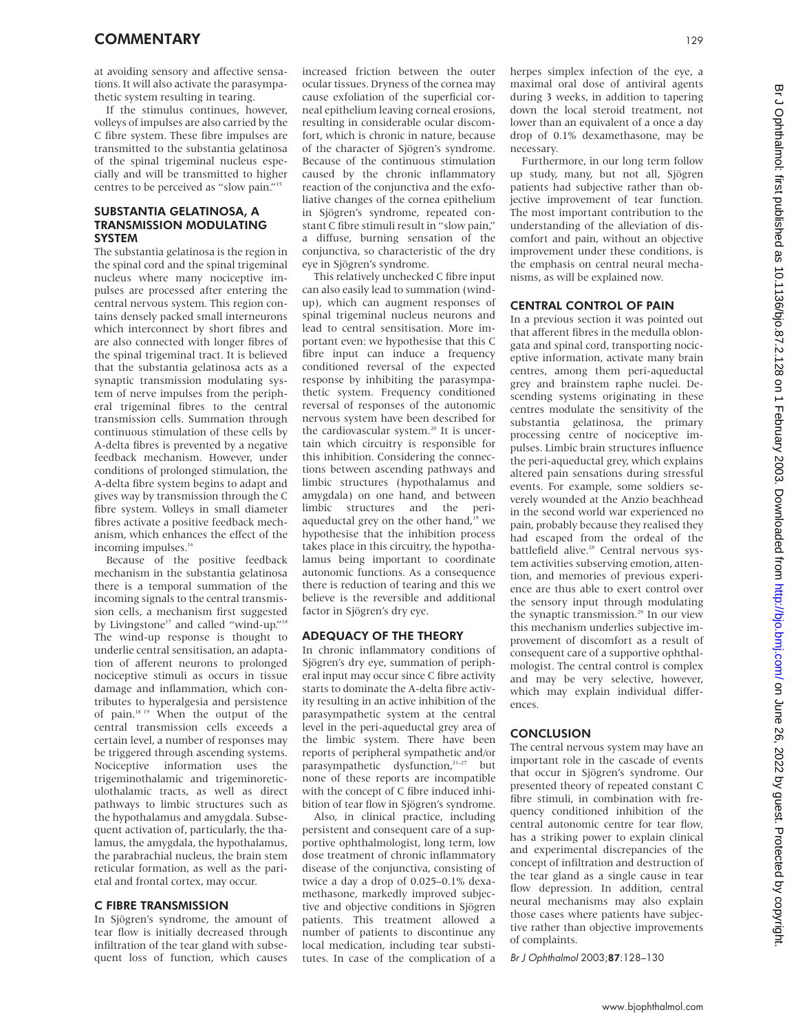at avoiding sensory and affective sensations. It will also activate the parasympathetic system resulting in tearing.

If the stimulus continues, however, volleys of impulses are also carried by the C fibre system. These fibre impulses are transmitted to the substantia gelatinosa of the spinal trigeminal nucleus especially and will be transmitted to higher centres to be perceived as "slow pain."[15]

## SUBSTANTIA GELATINOSA, A TRANSMISSION MODULATING SYSTEM

The substantia gelatinosa is the region in the spinal cord and the spinal trigeminal nucleus where many nociceptive impulses are processed after entering the central nervous system. This region contains densely packed small interneurons which interconnect by short fibres and are also connected with longer fibres of the spinal trigeminal tract. It is believed that the substantia gelatinosa acts as a synaptic transmission modulating system of nerve impulses from the peripheral trigeminal fibres to the central transmission cells. Summation through continuous stimulation of these cells by A-delta fibres is prevented by a negative feedback mechanism. However, under conditions of prolonged stimulation, the A-delta fibre system begins to adapt and gives way by transmission through the C fibre system. Volleys in small diameter fibres activate a positive feedback mechanism, which enhances the effect of the incoming impulses.[16]

Because of the positive feedback mechanism in the substantia gelatinosa there is a temporal summation of the incoming signals to the central transmission cells, a mechanism first suggested by Livingstone[17] and called "wind-up."[18] The wind-up response is thought to underlie central sensitisation, an adaptation of afferent neurons to prolonged nociceptive stimuli as occurs in tissue damage and inflammation, which contributes to hyperalgesia and persistence of pain.[18 19] When the output of the central transmission cells exceeds a certain level, a number of responses may be triggered through ascending systems. Nociceptive information uses the trigeminothalamic and trigeminoreticulothalamic tracts, as well as direct pathways to limbic structures such as the hypothalamus and amygdala. Subsequent activation of, particularly, the thalamus, the amygdala, the hypothalamus, the parabrachial nucleus, the brain stem reticular formation, as well as the parietal and frontal cortex, may occur.

## C FIBRE TRANSMISSION

In Sjögren's syndrome, the amount of tear flow is initially decreased through infiltration of the tear gland with subsequent loss of function, which causes increased friction between the outer ocular tissues. Dryness of the cornea may cause exfoliation of the superficial corneal epithelium leaving corneal erosions, resulting in considerable ocular discomfort, which is chronic in nature, because of the character of Sjögren's syndrome. Because of the continuous stimulation caused by the chronic inflammatory reaction of the conjunctiva and the exfoliative changes of the cornea epithelium in Sjögren's syndrome, repeated constant C fibre stimuli result in "slow pain," a diffuse, burning sensation of the conjunctiva, so characteristic of the dry eye in Sjögren's syndrome.

This relatively unchecked C fibre input can also easily lead to summation (wind-up), which can augment responses of spinal trigeminal nucleus neurons and lead to central sensitisation. More important even: we hypothesise that this C fibre input can induce a frequency conditioned reversal of the expected response by inhibiting the parasympathetic system. Frequency conditioned reversal of responses of the autonomic nervous system have been described for the cardiovascular system.[20] It is uncertain which circuitry is responsible for this inhibition. Considering the connections between ascending pathways and limbic structures (hypothalamus and amygdala) on one hand, and between limbic structures and the peri-aqueductal grey on the other hand,[19] we hypothesise that the inhibition process takes place in this circuitry, the hypothalamus being important to coordinate autonomic functions. As a consequence there is reduction of tearing and this we believe is the reversible and additional factor in Sjögren's dry eye.

## ADEQUACY OF THE THEORY

In chronic inflammatory conditions of Sjögren's dry eye, summation of peripheral input may occur since C fibre activity starts to dominate the A-delta fibre activity resulting in an active inhibition of the parasympathetic system at the central level in the peri-aqueductal grey area of the limbic system. There have been reports of peripheral sympathetic and/or parasympathetic dysfunction,[21–27] but none of these reports are incompatible with the concept of C fibre induced inhibition of tear flow in Sjögren's syndrome.

Also, in clinical practice, including persistent and consequent care of a supportive ophthalmologist, long term, low dose treatment of chronic inflammatory disease of the conjunctiva, consisting of twice a day a drop of 0.025–0.1% dexamethasone, markedly improved subjective and objective conditions in Sjögren patients. This treatment allowed a number of patients to discontinue any local medication, including tear substitutes. In case of the complication of a herpes simplex infection of the eye, a maximal oral dose of antiviral agents during 3 weeks, in addition to tapering down the local steroid treatment, not lower than an equivalent of a once a day drop of 0.1% dexamethasone, may be necessary.

Furthermore, in our long term follow up study, many, but not all, Sjögren patients had subjective rather than objective improvement of tear function. The most important contribution to the understanding of the alleviation of discomfort and pain, without an objective improvement under these conditions, is the emphasis on central neural mechanisms, as will be explained now.

## CENTRAL CONTROL OF PAIN

In a previous section it was pointed out that afferent fibres in the medulla oblongata and spinal cord, transporting nociceptive information, activate many brain centres, among them peri-aqueductal grey and brainstem raphe nuclei. Descending systems originating in these centres modulate the sensitivity of the substantia gelatinosa, the primary processing centre of nociceptive impulses. Limbic brain structures influence the peri-aqueductal grey, which explains altered pain sensations during stressful events. For example, some soldiers severely wounded at the Anzio beachhead in the second world war experienced no pain, probably because they realised they had escaped from the ordeal of the battlefield alive.[28] Central nervous system activities subserving emotion, attention, and memories of previous experience are thus able to exert control over the sensory input through modulating the synaptic transmission.[29] In our view this mechanism underlies subjective improvement of discomfort as a result of consequent care of a supportive ophthalmologist. The central control is complex and may be very selective, however, which may explain individual differences.

## CONCLUSION

The central nervous system may have an important role in the cascade of events that occur in Sjögren's syndrome. Our presented theory of repeated constant C fibre stimuli, in combination with frequency conditioned inhibition of the central autonomic centre for tear flow, has a striking power to explain clinical and experimental discrepancies of the concept of infiltration and destruction of the tear gland as a single cause in tear flow depression. In addition, central neural mechanisms may also explain those cases where patients have subjective rather than objective improvements of complaints.

*Br J Ophthalmol* 2003;**87**:128–130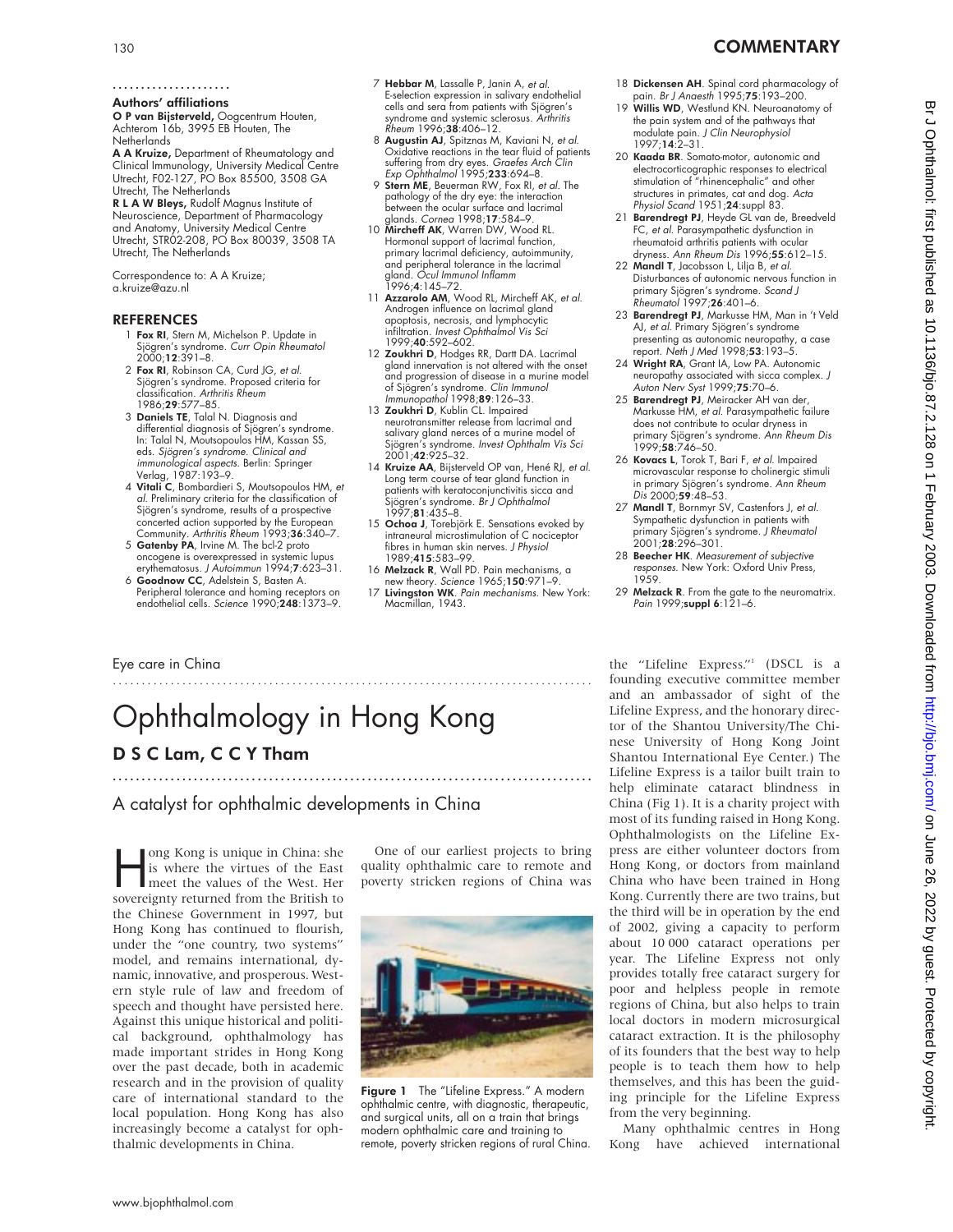### Authors' affiliations

**O P van Bijsterveld,** Oogcentrum Houten, Achterom 16b, 3995 EB Houten, The Netherlands

**A A Kruize,** Department of Rheumatology and Clinical Immunology, University Medical Centre Utrecht, F02-127, PO Box 85500, 3508 GA Utrecht, The Netherlands

**R L A W Bleys,** Rudolf Magnus Institute of Neuroscience, Department of Pharmacology and Anatomy, University Medical Centre Utrecht, STR02-208, PO Box 80039, 3508 TA Utrecht, The Netherlands

Correspondence to: A A Kruize; a.kruize@azu.nl

## REFERENCES

1. **Fox RI**, Stern M, Michelson P. Update in Sjögren's syndrome. *Curr Opin Rheumatol* 2000;**12**:391–8.
2. **Fox RI**, Robinson CA, Curd JG, *et al.* Sjögren's syndrome. Proposed criteria for classification. *Arthritis Rheum* 1986;**29**:577–85.
3. **Daniels TE**, Talal N. Diagnosis and differential diagnosis of Sjögren's syndrome. In: Talal N, Moutsopoulos HM, Kassan SS, eds. *Sjögren's syndrome. Clinical and immunological aspects.* Berlin: Springer Verlag, 1987:193–9.
4. **Vitali C**, Bombardieri S, Moutsopoulos HM, *et al.* Preliminary criteria for the classification of Sjögren's syndrome, results of a prospective concerted action supported by the European Community. *Arthritis Rheum* 1993;**36**:340–7.
5. **Gatenby PA**, Irvine M. The bcl-2 proto oncogene is overexpressed in systemic lupus erythematosus. *J Autoimmun* 1994;**7**:623–31.
6. **Goodnow CC**, Adelstein S, Basten A. Peripheral tolerance and homing receptors on endothelial cells. *Science* 1990;**248**:1373–9.
7. **Hebbar M**, Lassalle P, Janin A, *et al.* E-selection expression in salivary endothelial cells and sera from patients with Sjögren's syndrome and systemic sclerosus. *Arthritis Rheum* 1996;**38**:406–12.
8. **Augustin AJ**, Spitznas M, Kaviani N, *et al.* Oxidative reactions in the tear fluid of patients suffering from dry eyes. *Graefes Arch Clin Exp Ophthalmol* 1995;**233**:694–8.
9. **Stern ME**, Beuerman RW, Fox RI, *et al.* The pathology of the dry eye: the interaction between the ocular surface and lacrimal glands. *Cornea* 1998;**17**:584–9.
10. **Mircheff AK**, Warren DW, Wood RL. Hormonal support of lacrimal function, primary lacrimal deficiency, autoimmunity, and peripheral tolerance in the lacrimal gland. *Ocul Immunol Inflamm* 1996;**4**:145–72.
11. **Azzarolo AM**, Wood RL, Mircheff AK, *et al.* Androgen influence on lacrimal gland apoptosis, necrosis, and lymphocytic infiltration. *Invest Ophthalmol Vis Sci* 1999;**40**:592–602.
12. **Zoukhri D**, Hodges RR, Dartt DA. Lacrimal gland innervation is not altered with the onset and progression of disease in a murine model of Sjögren's syndrome. *Clin Immunol Immunopathol* 1998;**89**:126–33.
13. **Zoukhri D**, Kublin CL. Impaired neurotransmitter release from lacrimal and salivary gland nerces of a murine model of Sjögren's syndrome. *Invest Ophthalm Vis Sci* 2001;**42**:925–32.
14. **Kruize AA**, Bijsterveld OP van, Hené RJ, *et al.* Long term course of tear gland function in patients with keratoconjunctivitis sicca and Sjögren's syndrome. *Br J Ophthalmol* 1997;**81**:435–8.
15. **Ochoa J**, Torebjörk E. Sensations evoked by intraneural microstimulation of C nociceptor fibres in human skin nerves. *J Physiol* 1989;**415**:583–99.
16. **Melzack R**, Wall PD. Pain mechanisms, a new theory. *Science* 1965;**150**:971–9.
17. **Livingston WK**. *Pain mechanisms.* New York: Macmillan, 1943.
18. **Dickensen AH**. Spinal cord pharmacology of pain. *Br J Anaesth* 1995;**75**:193–200.
19. **Willis WD**, Westlund KN. Neuroanatomy of the pain system and of the pathways that modulate pain. *J Clin Neurophysiol* 1997;**14**:2–31.
20. **Kaada BR**. Somato-motor, autonomic and electrocorticographic responses to electrical stimulation of "rhinencephalic" and other structures in primates, cat and dog. *Acta Physiol Scand* 1951;**24**:suppl 83.
21. **Barendregt PJ**, Heyde GL van de, Breedveld FC, *et al.* Parasympathetic dysfunction in rheumatoid arthritis patients with ocular dryness. *Ann Rheum Dis* 1996;**55**:612–15.
22. **Mandl T**, Jacobsson L, Lilja B, *et al.* Disturbances of autonomic nervous function in primary Sjögren's syndrome. *Scand J Rheumatol* 1997;**26**:401–6.
23. **Barendregt PJ**, Markusse HM, Man in 't Veld AJ, *et al.* Primary Sjögren's syndrome presenting as autonomic neuropathy, a case report. *Neth J Med* 1998;**53**:193–5.
24. **Wright RA**, Grant IA, Low PA. Autonomic neuropathy associated with sicca complex. *J Auton Nerv Syst* 1999;**75**:70–6.
25. **Barendregt PJ**, Meiracker AH van der, Markusse HM, *et al.* Parasympathetic failure does not contribute to ocular dryness in primary Sjögren's syndrome. *Ann Rheum Dis* 1999;**58**:746–50.
26. **Kovacs L**, Torok T, Bari F, *et al.* Impaired microvascular response to cholinergic stimuli in primary Sjögren's syndrome. *Ann Rheum Dis* 2000;**59**:48–53.
27. **Mandl T**, Bornmyr SV, Castenfors J, *et al.* Sympathetic dysfunction in patients with primary Sjögren's syndrome. *J Rheumatol* 2001;**28**:296–301.
28. **Beecher HK**. *Measurement of subjective responses.* New York: Oxford Univ Press, 1959.
29. **Melzack R**. From the gate to the neuromatrix. *Pain* 1999;**suppl 6**:121–6.

Eye care in China

# Ophthalmology in Hong Kong

**D S C Lam, C C Y Tham**

## A catalyst for ophthalmic developments in China

Hong Kong is unique in China: she is where the virtues of the East meet the values of the West. Her sovereignty returned from the British to the Chinese Government in 1997, but Hong Kong has continued to flourish, under the "one country, two systems" model, and remains international, dynamic, innovative, and prosperous. Western style rule of law and freedom of speech and thought have persisted here. Against this unique historical and political background, ophthalmology has made important strides in Hong Kong over the past decade, both in academic research and in the provision of quality care of international standard to the local population. Hong Kong has also increasingly become a catalyst for ophthalmic developments in China.

One of our earliest projects to bring quality ophthalmic care to remote and poverty stricken regions of China was the "Lifeline Express."[1] (DSCL is a founding executive committee member and an ambassador of sight of the Lifeline Express, and the honorary director of the Shantou University/The Chinese University of Hong Kong Joint Shantou International Eye Center.) The Lifeline Express is a tailor built train to help eliminate cataract blindness in China (Fig 1). It is a charity project with most of its funding raised in Hong Kong. Ophthalmologists on the Lifeline Express are either volunteer doctors from Hong Kong, or doctors from mainland China who have been trained in Hong Kong. Currently there are two trains, but the third will be in operation by the end of 2002, giving a capacity to perform about 10 000 cataract operations per year. The Lifeline Express not only provides totally free cataract surgery for poor and helpless people in remote regions of China, but also helps to train local doctors in modern microsurgical cataract extraction. It is the philosophy of its founders that the best way to help people is to teach them how to help themselves, and this has been the guiding principle for the Lifeline Express from the very beginning.

**Figure 1** The "Lifeline Express." A modern ophthalmic centre, with diagnostic, therapeutic, and surgical units, all on a train that brings modern ophthalmic care and training to remote, poverty stricken regions of rural China.

Many ophthalmic centres in Hong Kong have achieved international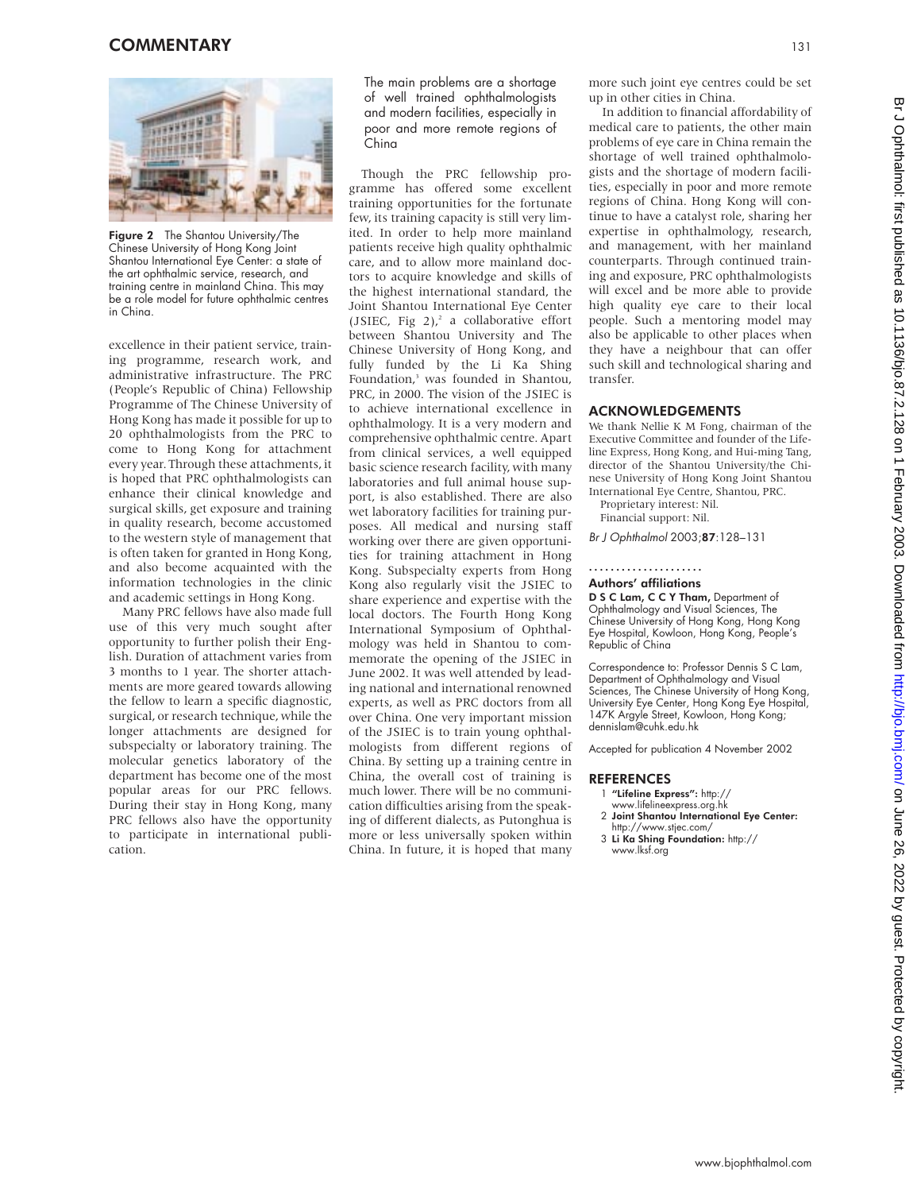Figure 2 The Shantou University/The Chinese University of Hong Kong Joint Shantou International Eye Center: a state of the art ophthalmic service, research, and training centre in mainland China. This may be a role model for future ophthalmic centres in China.

excellence in their patient service, training programme, research work, and administrative infrastructure. The PRC (People's Republic of China) Fellowship Programme of The Chinese University of Hong Kong has made it possible for up to 20 ophthalmologists from the PRC to come to Hong Kong for attachment every year. Through these attachments, it is hoped that PRC ophthalmologists can enhance their clinical knowledge and surgical skills, get exposure and training in quality research, become accustomed to the western style of management that is often taken for granted in Hong Kong, and also become acquainted with the information technologies in the clinic and academic settings in Hong Kong.

Many PRC fellows have also made full use of this very much sought after opportunity to further polish their English. Duration of attachment varies from 3 months to 1 year. The shorter attachments are more geared towards allowing the fellow to learn a specific diagnostic, surgical, or research technique, while the longer attachments are designed for subspecialty or laboratory training. The molecular genetics laboratory of the department has become one of the most popular areas for our PRC fellows. During their stay in Hong Kong, many PRC fellows also have the opportunity to participate in international publication.

> The main problems are a shortage of well trained ophthalmologists and modern facilities, especially in poor and more remote regions of China

Though the PRC fellowship programme has offered some excellent training opportunities for the fortunate few, its training capacity is still very limited. In order to help more mainland patients receive high quality ophthalmic care, and to allow more mainland doctors to acquire knowledge and skills of the highest international standard, the Joint Shantou International Eye Center (JSIEC, Fig 2),[2] a collaborative effort between Shantou University and The Chinese University of Hong Kong, and fully funded by the Li Ka Shing Foundation,[3] was founded in Shantou, PRC, in 2000. The vision of the JSIEC is to achieve international excellence in ophthalmology. It is a very modern and comprehensive ophthalmic centre. Apart from clinical services, a well equipped basic science research facility, with many laboratories and full animal house support, is also established. There are also wet laboratory facilities for training purposes. All medical and nursing staff working over there are given opportunities for training attachment in Hong Kong. Subspecialty experts from Hong Kong also regularly visit the JSIEC to share experience and expertise with the local doctors. The Fourth Hong Kong International Symposium of Ophthalmology was held in Shantou to commemorate the opening of the JSIEC in June 2002. It was well attended by leading national and international renowned experts, as well as PRC doctors from all over China. One very important mission of the JSIEC is to train young ophthalmologists from different regions of China. By setting up a training centre in China, the overall cost of training is much lower. There will be no communication difficulties arising from the speaking of different dialects, as Putonghua is more or less universally spoken within China. In future, it is hoped that many more such joint eye centres could be set up in other cities in China.

In addition to financial affordability of medical care to patients, the other main problems of eye care in China remain the shortage of well trained ophthalmologists and the shortage of modern facilities, especially in poor and more remote regions of China. Hong Kong will continue to have a catalyst role, sharing her expertise in ophthalmology, research, and management, with her mainland counterparts. Through continued training and exposure, PRC ophthalmologists will excel and be more able to provide high quality eye care to their local people. Such a mentoring model may also be applicable to other places when they have a neighbour that can offer such skill and technological sharing and transfer.

## ACKNOWLEDGEMENTS

We thank Nellie K M Fong, chairman of the Executive Committee and founder of the Lifeline Express, Hong Kong, and Hui-ming Tang, director of the Shantou University/the Chinese University of Hong Kong Joint Shantou International Eye Centre, Shantou, PRC.

Proprietary interest: Nil.

Financial support: Nil.

*Br J Ophthalmol* 2003;**87**:128–131

### Authors' affiliations

**D S C Lam, C C Y Tham,** Department of Ophthalmology and Visual Sciences, The Chinese University of Hong Kong, Hong Kong Eye Hospital, Kowloon, Hong Kong, People's Republic of China

Correspondence to: Professor Dennis S C Lam, Department of Ophthalmology and Visual Sciences, The Chinese University of Hong Kong, University Eye Center, Hong Kong Eye Hospital, 147K Argyle Street, Kowloon, Hong Kong; dennislam@cuhk.edu.hk

Accepted for publication 4 November 2002

## REFERENCES

1. **"Lifeline Express":** http://www.lifelineexpress.org.hk
2. **Joint Shantou International Eye Center:** http://www.stjec.com/
3. **Li Ka Shing Foundation:** http://www.lksf.org